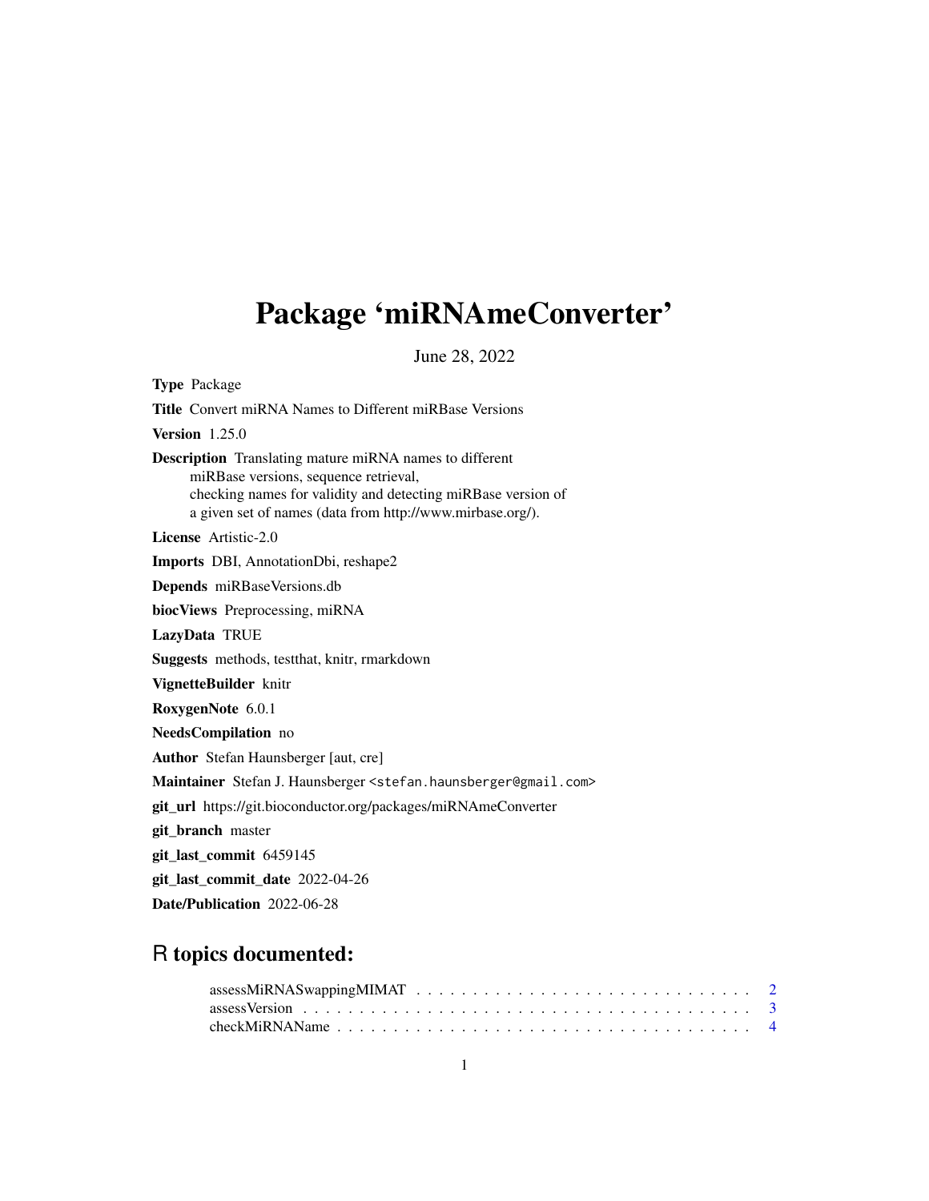# Package 'miRNAmeConverter'

June 28, 2022

**Type** Package

**Title** Convert miRNA Names to Different miRBase Versions

**Version** 1.25.0

**Description** Translating mature miRNA names to different miRBase versions, sequence retrieval, checking names for validity and detecting miRBase version of a given set of names (data from http://www.mirbase.org/).

**License** Artistic-2.0

**Imports** DBI, AnnotationDbi, reshape2

**Depends** miRBaseVersions.db

**biocViews** Preprocessing, miRNA

**LazyData** TRUE

**Suggests** methods, testthat, knitr, rmarkdown

**VignetteBuilder** knitr

**RoxygenNote** 6.0.1

**NeedsCompilation** no

**Author** Stefan Haunsberger [aut, cre]

**Maintainer** Stefan J. Haunsberger <stefan.haunsberger@gmail.com>

**git_url** https://git.bioconductor.org/packages/miRNAmeConverter

**git_branch** master

**git_last_commit** 6459145

**git_last_commit_date** 2022-04-26

**Date/Publication** 2022-06-28

## R topics documented:

- assessMiRNASwappingMIMAT . . . . . . . . . . . . . . . . . . . . . . . . . . . . 2
- assessVersion . . . . . . . . . . . . . . . . . . . . . . . . . . . . . . . . . . . 3
- checkMiRNAName . . . . . . . . . . . . . . . . . . . . . . . . . . . . . . . . . . 4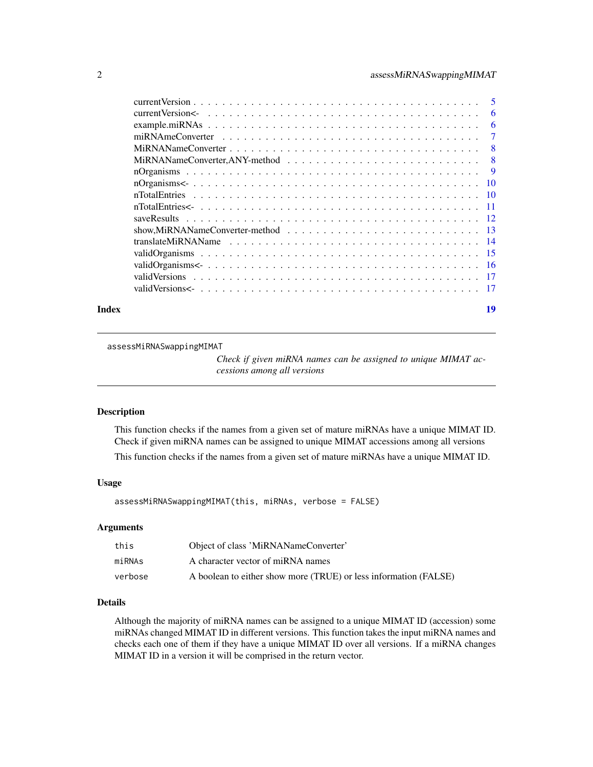currentVersion . . . . . . . . . . . . . . . . . . . . . . . . . . . . . . . . . . . . . 5
currentVersion<- . . . . . . . . . . . . . . . . . . . . . . . . . . . . . . . . . . . . 6
example.miRNAs . . . . . . . . . . . . . . . . . . . . . . . . . . . . . . . . . . . . . 6
miRNAmeConverter . . . . . . . . . . . . . . . . . . . . . . . . . . . . . . . . . . . . 7
MiRNANameConverter . . . . . . . . . . . . . . . . . . . . . . . . . . . . . . . . . . . 8
MiRNANameConverter,ANY-method . . . . . . . . . . . . . . . . . . . . . . . . . . . 8
nOrganisms . . . . . . . . . . . . . . . . . . . . . . . . . . . . . . . . . . . . . . . 9
nOrganisms<- . . . . . . . . . . . . . . . . . . . . . . . . . . . . . . . . . . . . . . 10
nTotalEntries . . . . . . . . . . . . . . . . . . . . . . . . . . . . . . . . . . . . . . 10
nTotalEntries<- . . . . . . . . . . . . . . . . . . . . . . . . . . . . . . . . . . . . . 11
saveResults . . . . . . . . . . . . . . . . . . . . . . . . . . . . . . . . . . . . . . . 12
show,MiRNANameConverter-method . . . . . . . . . . . . . . . . . . . . . . . . . . . 13
translateMiRNAName . . . . . . . . . . . . . . . . . . . . . . . . . . . . . . . . . . 14
validOrganisms . . . . . . . . . . . . . . . . . . . . . . . . . . . . . . . . . . . . . 15
validOrganisms<- . . . . . . . . . . . . . . . . . . . . . . . . . . . . . . . . . . . . 16
validVersions . . . . . . . . . . . . . . . . . . . . . . . . . . . . . . . . . . . . . . 17
validVersions<- . . . . . . . . . . . . . . . . . . . . . . . . . . . . . . . . . . . . . 17

**Index** 19

---

`assessMiRNASwappingMIMAT` *Check if given miRNA names can be assigned to unique MIMAT accessions among all versions*

---

### Description

This function checks if the names from a given set of mature miRNAs have a unique MIMAT ID. Check if given miRNA names can be assigned to unique MIMAT accessions among all versions

This function checks if the names from a given set of mature miRNAs have a unique MIMAT ID.

### Usage

```
assessMiRNASwappingMIMAT(this, miRNAs, verbose = FALSE)
```

### Arguments

| | |
|---|---|
| `this` | Object of class 'MiRNANameConverter' |
| `miRNAs` | A character vector of miRNA names |
| `verbose` | A boolean to either show more (TRUE) or less information (FALSE) |

### Details

Although the majority of miRNA names can be assigned to a unique MIMAT ID (accession) some miRNAs changed MIMAT ID in different versions. This function takes the input miRNA names and checks each one of them if they have a unique MIMAT ID over all versions. If a miRNA changes MIMAT ID in a version it will be comprised in the return vector.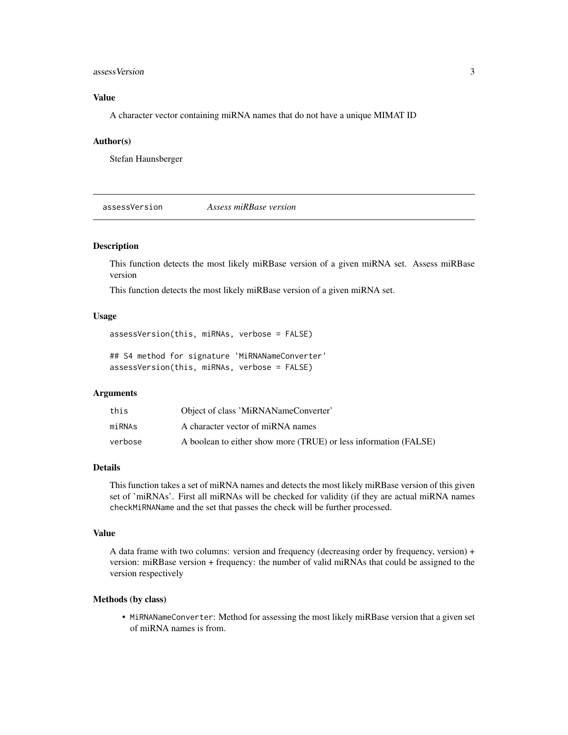### Value

A character vector containing miRNA names that do not have a unique MIMAT ID

### Author(s)

Stefan Haunsberger

---

## assessVersion — *Assess miRBase version*

### Description

This function detects the most likely miRBase version of a given miRNA set. Assess miRBase version

This function detects the most likely miRBase version of a given miRNA set.

### Usage

```
assessVersion(this, miRNAs, verbose = FALSE)

## S4 method for signature 'MiRNANameConverter'
assessVersion(this, miRNAs, verbose = FALSE)
```

### Arguments

| | |
|---|---|
| `this` | Object of class 'MiRNANameConverter' |
| `miRNAs` | A character vector of miRNA names |
| `verbose` | A boolean to either show more (TRUE) or less information (FALSE) |

### Details

This function takes a set of miRNA names and detects the most likely miRBase version of this given set of 'miRNAs'. First all miRNAs will be checked for validity (if they are actual miRNA names `checkMiRNAName` and the set that passes the check will be further processed.

### Value

A data frame with two columns: version and frequency (decreasing order by frequency, version) + version: miRBase version + frequency: the number of valid miRNAs that could be assigned to the version respectively

### Methods (by class)

- `MiRNANameConverter`: Method for assessing the most likely miRBase version that a given set of miRNA names is from.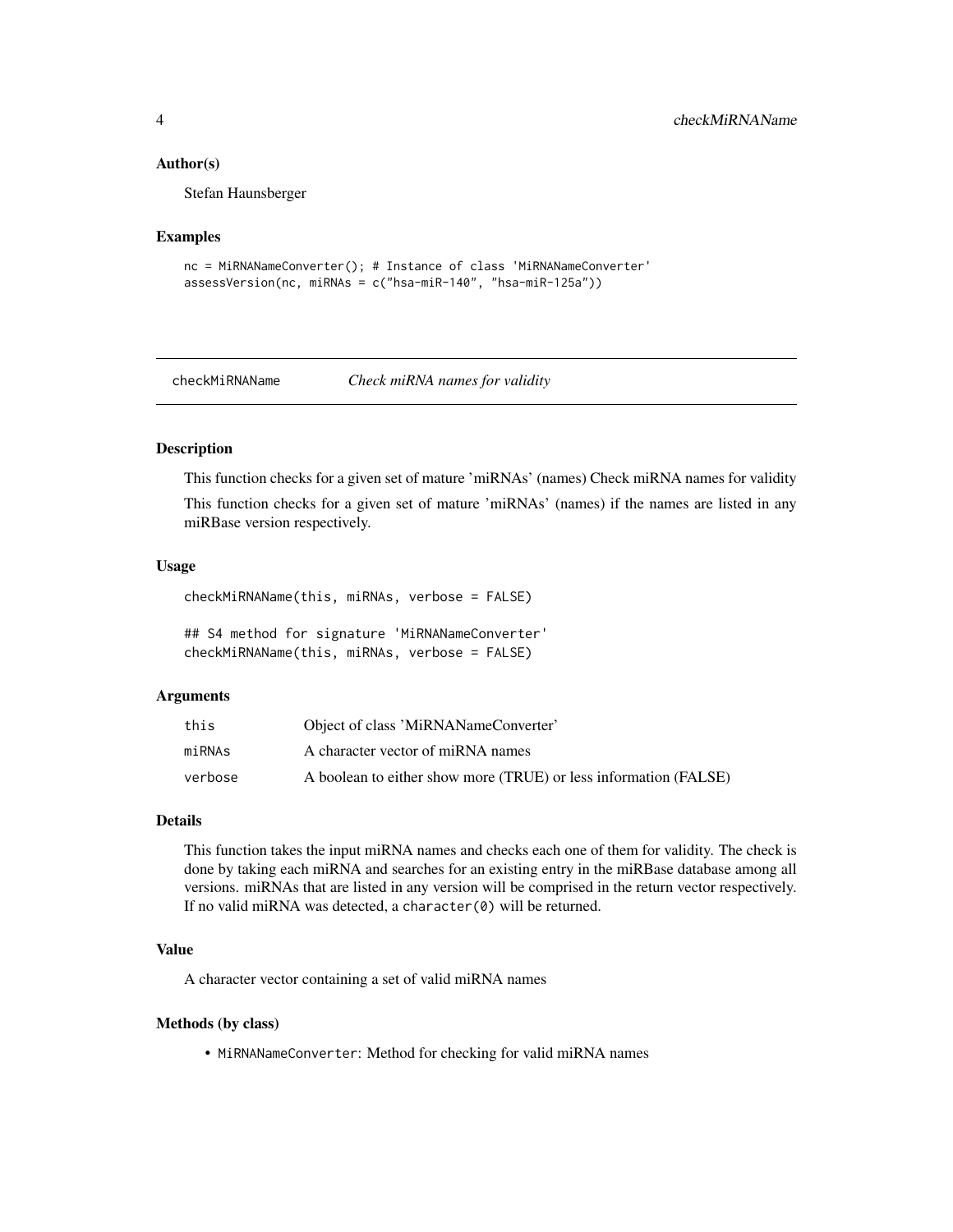### Author(s)

Stefan Haunsberger

### Examples

```
nc = MiRNANameConverter(); # Instance of class 'MiRNANameConverter'
assessVersion(nc, miRNAs = c("hsa-miR-140", "hsa-miR-125a"))
```

---

## checkMiRNAName *Check miRNA names for validity*

---

### Description

This function checks for a given set of mature 'miRNAs' (names) Check miRNA names for validity

This function checks for a given set of mature 'miRNAs' (names) if the names are listed in any miRBase version respectively.

### Usage

```
checkMiRNAName(this, miRNAs, verbose = FALSE)

## S4 method for signature 'MiRNANameConverter'
checkMiRNAName(this, miRNAs, verbose = FALSE)
```

### Arguments

| | |
|---|---|
| this | Object of class 'MiRNANameConverter' |
| miRNAs | A character vector of miRNA names |
| verbose | A boolean to either show more (TRUE) or less information (FALSE) |

### Details

This function takes the input miRNA names and checks each one of them for validity. The check is done by taking each miRNA and searches for an existing entry in the miRBase database among all versions. miRNAs that are listed in any version will be comprised in the return vector respectively. If no valid miRNA was detected, a `character(0)` will be returned.

### Value

A character vector containing a set of valid miRNA names

### Methods (by class)

- `MiRNANameConverter`: Method for checking for valid miRNA names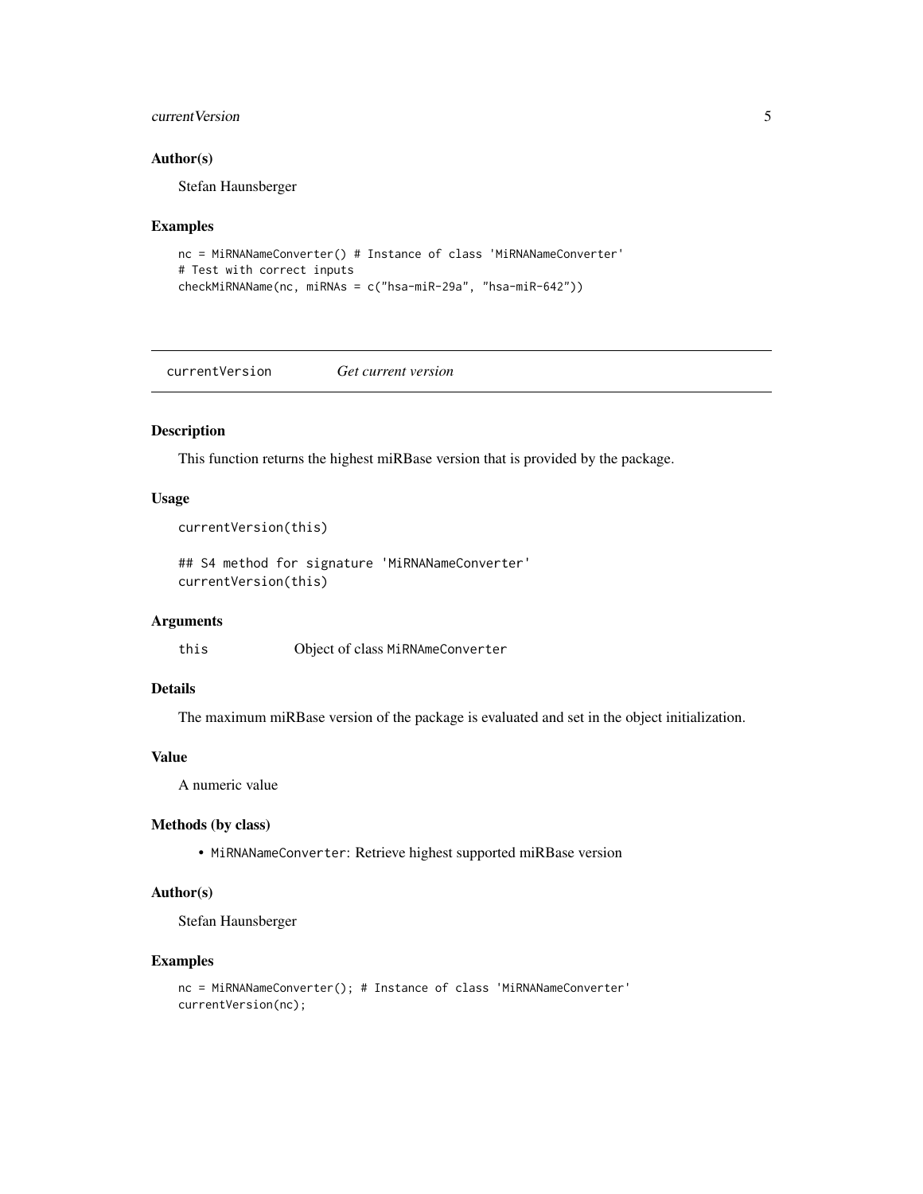### Author(s)

Stefan Haunsberger

### Examples

```
nc = MiRNANameConverter() # Instance of class 'MiRNANameConverter'
# Test with correct inputs
checkMiRNAName(nc, miRNAs = c("hsa-miR-29a", "hsa-miR-642"))
```

---

## currentVersion *Get current version*

---

### Description

This function returns the highest miRBase version that is provided by the package.

### Usage

```
currentVersion(this)

## S4 method for signature 'MiRNANameConverter'
currentVersion(this)
```

### Arguments

| | |
|---|---|
| this | Object of class `MiRNAmeConverter` |

### Details

The maximum miRBase version of the package is evaluated and set in the object initialization.

### Value

A numeric value

### Methods (by class)

- `MiRNANameConverter`: Retrieve highest supported miRBase version

### Author(s)

Stefan Haunsberger

### Examples

```
nc = MiRNANameConverter(); # Instance of class 'MiRNANameConverter'
currentVersion(nc);
```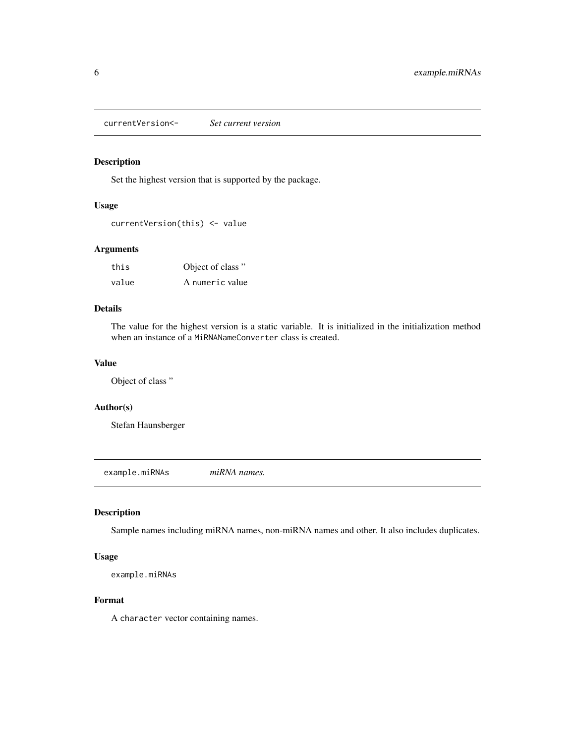## currentVersion<- *Set current version*

### Description

Set the highest version that is supported by the package.

### Usage

```
currentVersion(this) <- value
```

### Arguments

| | |
|---|---|
| this | Object of class '' |
| value | A `numeric` value |

### Details

The value for the highest version is a static variable. It is initialized in the initialization method when an instance of a `MiRNANameConverter` class is created.

### Value

Object of class ''

### Author(s)

Stefan Haunsberger

## example.miRNAs *miRNA names.*

### Description

Sample names including miRNA names, non-miRNA names and other. It also includes duplicates.

### Usage

```
example.miRNAs
```

### Format

A `character` vector containing names.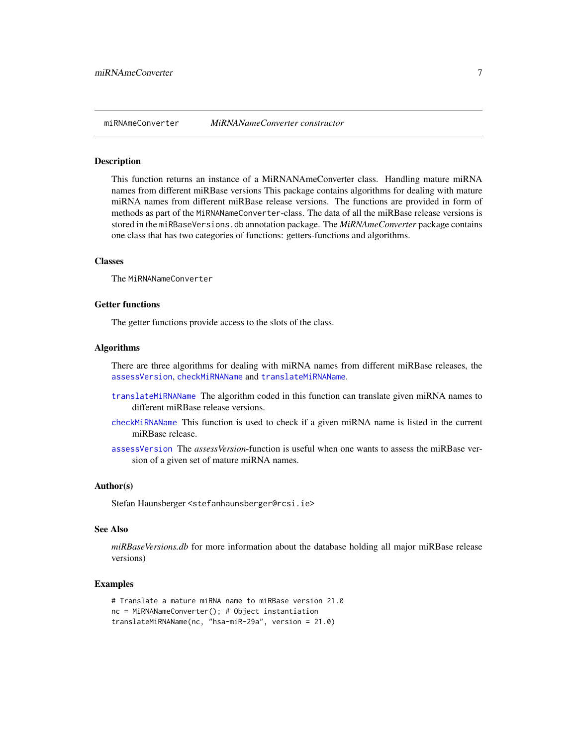miRNAmeConverter *MiRNANameConverter constructor*

## Description

This function returns an instance of a MiRNANAmeConverter class. Handling mature miRNA names from different miRBase versions This package contains algorithms for dealing with mature miRNA names from different miRBase release versions. The functions are provided in form of methods as part of the `MiRNANameConverter`-class. The data of all the miRBase release versions is stored in the `miRBaseVersions.db` annotation package. The *MiRNAmeConverter* package contains one class that has two categories of functions: getters-functions and algorithms.

## Classes

The `MiRNANameConverter`

## Getter functions

The getter functions provide access to the slots of the class.

## Algorithms

There are three algorithms for dealing with miRNA names from different miRBase releases, the `assessVersion`, `checkMiRNAName` and `translateMiRNAName`.

- `translateMiRNAName` The algorithm coded in this function can translate given miRNA names to different miRBase release versions.
- `checkMiRNAName` This function is used to check if a given miRNA name is listed in the current miRBase release.
- `assessVersion` The *assessVersion*-function is useful when one wants to assess the miRBase version of a given set of mature miRNA names.

## Author(s)

Stefan Haunsberger <`stefanhaunsberger@rcsi.ie`>

## See Also

*miRBaseVersions.db* for more information about the database holding all major miRBase release versions)

## Examples

```
# Translate a mature miRNA name to miRBase version 21.0
nc = MiRNANameConverter(); # Object instantiation
translateMiRNAName(nc, "hsa-miR-29a", version = 21.0)
```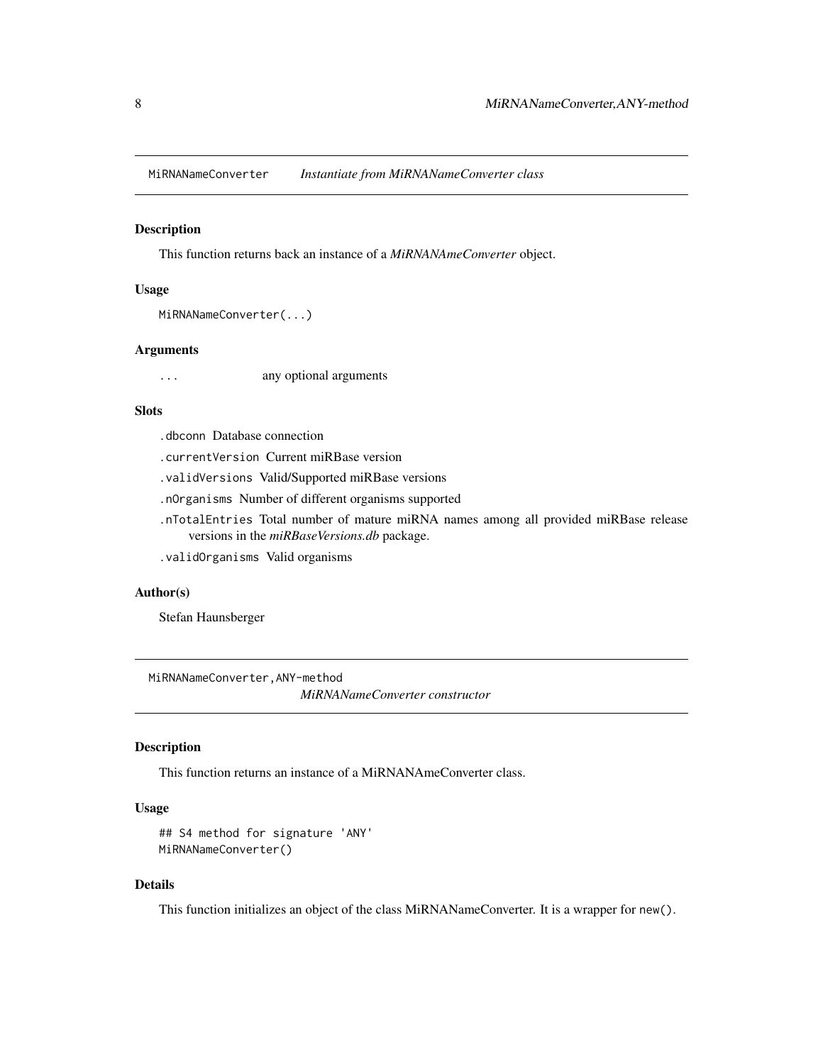## MiRNANameConverter — *Instantiate from MiRNANameConverter class*

### Description

This function returns back an instance of a *MiRNANAmeConverter* object.

### Usage

```
MiRNANameConverter(...)
```

### Arguments

`...` any optional arguments

### Slots

- `.dbconn` Database connection
- `.currentVersion` Current miRBase version
- `.validVersions` Valid/Supported miRBase versions
- `.nOrganisms` Number of different organisms supported
- `.nTotalEntries` Total number of mature miRNA names among all provided miRBase release versions in the *miRBaseVersions.db* package.
- `.validOrganisms` Valid organisms

### Author(s)

Stefan Haunsberger

## MiRNANameConverter,ANY-method — *MiRNANameConverter constructor*

### Description

This function returns an instance of a MiRNANAmeConverter class.

### Usage

```
## S4 method for signature 'ANY'
MiRNANameConverter()
```

### Details

This function initializes an object of the class MiRNANameConverter. It is a wrapper for `new()`.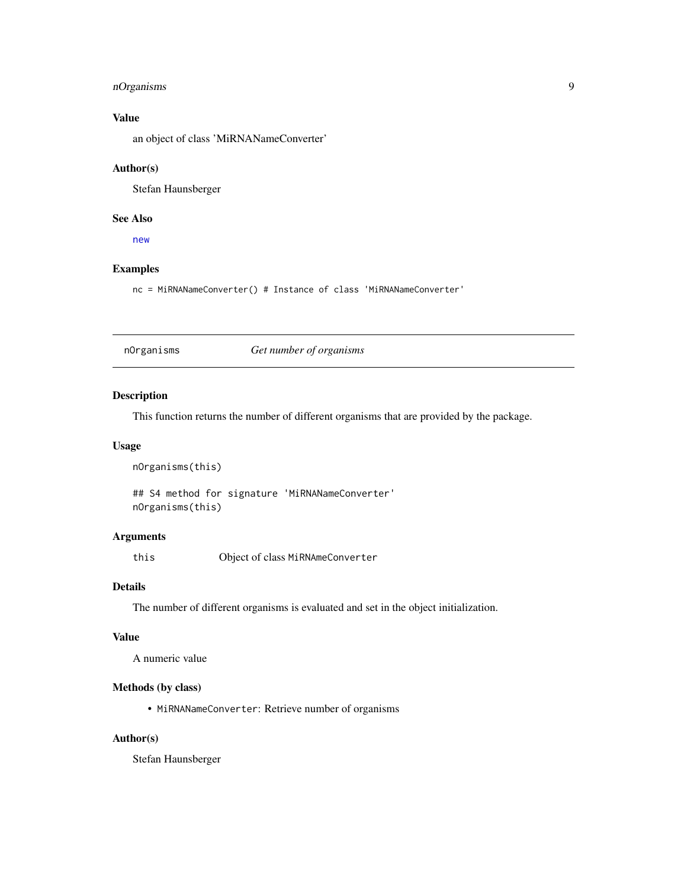### Value

an object of class 'MiRNANameConverter'

### Author(s)

Stefan Haunsberger

### See Also

`new`

### Examples

```
nc = MiRNANameConverter() # Instance of class 'MiRNANameConverter'
```

---

## nOrganisms *Get number of organisms*

---

### Description

This function returns the number of different organisms that are provided by the package.

### Usage

```
nOrganisms(this)

## S4 method for signature 'MiRNANameConverter'
nOrganisms(this)
```

### Arguments

| | |
|---|---|
| this | Object of class `MiRNAmeConverter` |

### Details

The number of different organisms is evaluated and set in the object initialization.

### Value

A numeric value

### Methods (by class)

- `MiRNANameConverter`: Retrieve number of organisms

### Author(s)

Stefan Haunsberger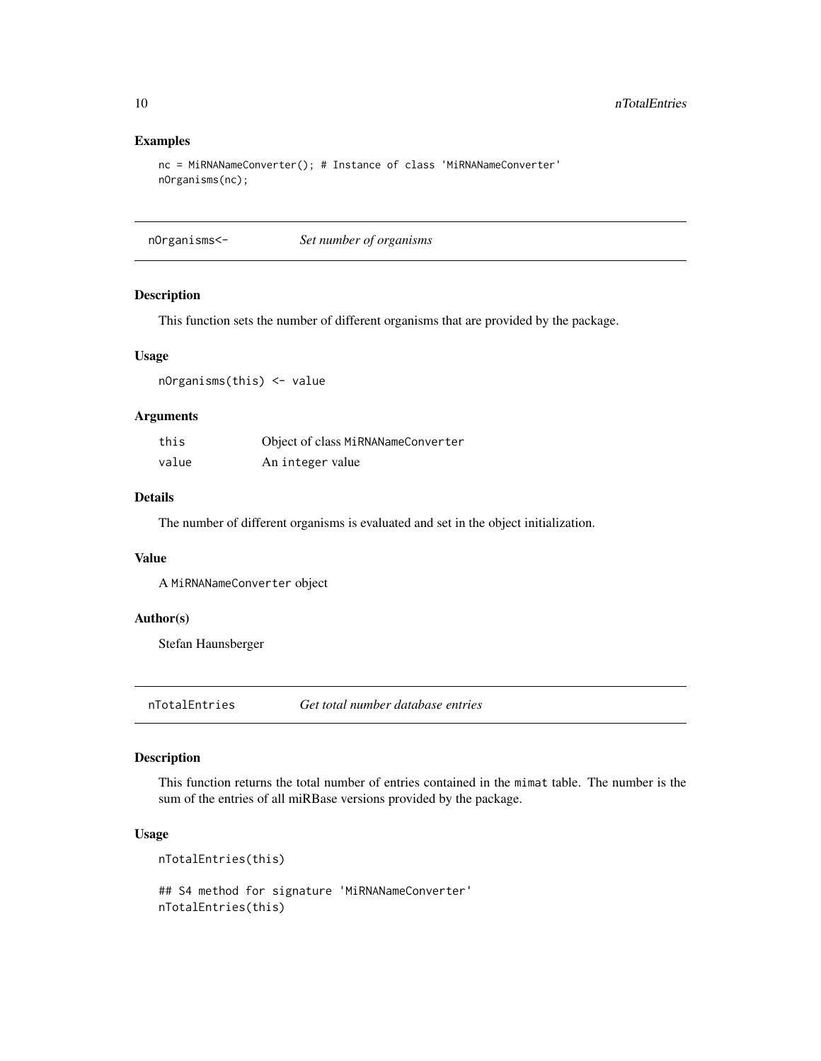## Examples

```
nc = MiRNANameConverter(); # Instance of class 'MiRNANameConverter'
nOrganisms(nc);
```

---

## nOrganisms<- *Set number of organisms*

---

### Description

This function sets the number of different organisms that are provided by the package.

### Usage

```
nOrganisms(this) <- value
```

### Arguments

| | |
|---|---|
| this | Object of class MiRNANameConverter |
| value | An integer value |

### Details

The number of different organisms is evaluated and set in the object initialization.

### Value

A MiRNANameConverter object

### Author(s)

Stefan Haunsberger

---

## nTotalEntries *Get total number database entries*

---

### Description

This function returns the total number of entries contained in the mimat table. The number is the sum of the entries of all miRBase versions provided by the package.

### Usage

```
nTotalEntries(this)

## S4 method for signature 'MiRNANameConverter'
nTotalEntries(this)
```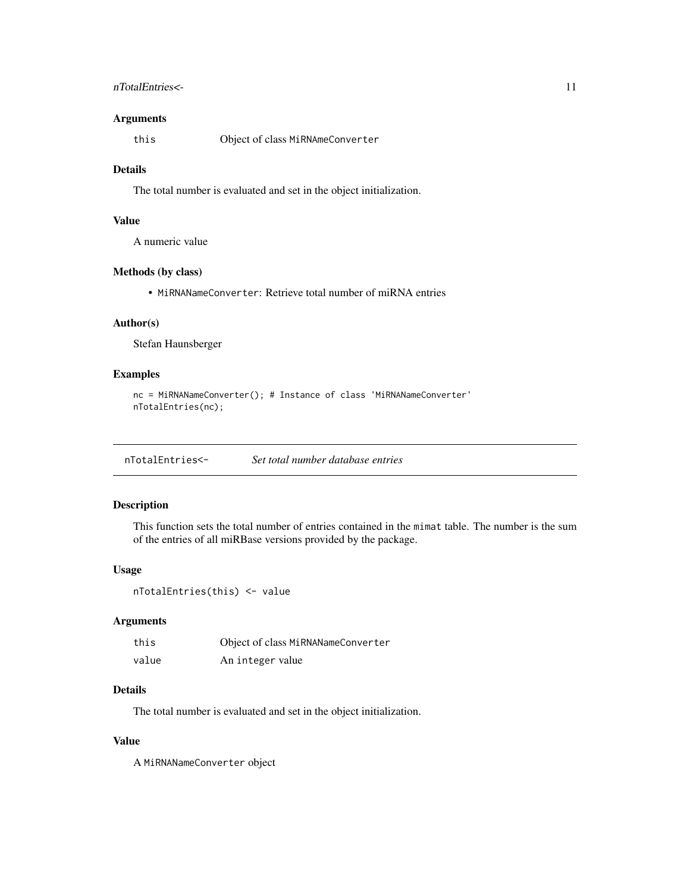### Arguments

| | |
|---|---|
| `this` | Object of class `MiRNAmeConverter` |

### Details

The total number is evaluated and set in the object initialization.

### Value

A numeric value

### Methods (by class)

- `MiRNANameConverter`: Retrieve total number of miRNA entries

### Author(s)

Stefan Haunsberger

### Examples

```
nc = MiRNANameConverter(); # Instance of class 'MiRNANameConverter'
nTotalEntries(nc);
```

---

## `nTotalEntries<-` *Set total number database entries*

---

### Description

This function sets the total number of entries contained in the `mimat` table. The number is the sum of the entries of all miRBase versions provided by the package.

### Usage

```
nTotalEntries(this) <- value
```

### Arguments

| | |
|---|---|
| `this` | Object of class `MiRNANameConverter` |
| `value` | An `integer` value |

### Details

The total number is evaluated and set in the object initialization.

### Value

A `MiRNANameConverter` object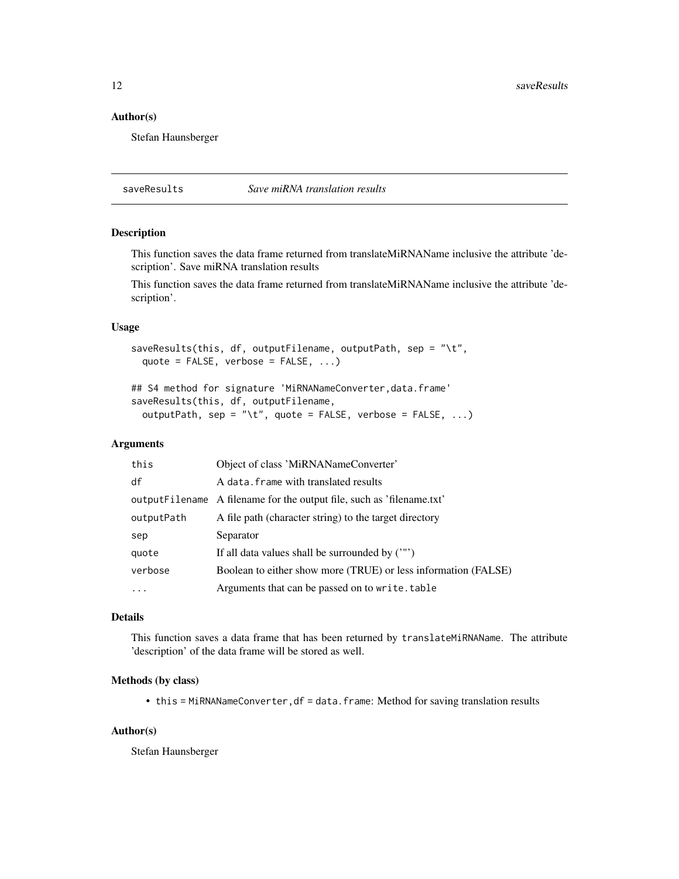### Author(s)

Stefan Haunsberger

## saveResults — *Save miRNA translation results*

### Description

This function saves the data frame returned from translateMiRNAName inclusive the attribute 'description'. Save miRNA translation results

This function saves the data frame returned from translateMiRNAName inclusive the attribute 'description'.

### Usage

```
saveResults(this, df, outputFilename, outputPath, sep = "\t",
  quote = FALSE, verbose = FALSE, ...)

## S4 method for signature 'MiRNANameConverter,data.frame'
saveResults(this, df, outputFilename,
  outputPath, sep = "\t", quote = FALSE, verbose = FALSE, ...)
```

### Arguments

| | |
|---|---|
| `this` | Object of class 'MiRNANameConverter' |
| `df` | A `data.frame` with translated results |
| `outputFilename` | A filename for the output file, such as 'filename.txt' |
| `outputPath` | A file path (character string) to the target directory |
| `sep` | Separator |
| `quote` | If all data values shall be surrounded by ('"') |
| `verbose` | Boolean to either show more (TRUE) or less information (FALSE) |
| `...` | Arguments that can be passed on to `write.table` |

### Details

This function saves a data frame that has been returned by `translateMiRNAName`. The attribute 'description' of the data frame will be stored as well.

### Methods (by class)

- `this = MiRNANameConverter,df = data.frame`: Method for saving translation results

### Author(s)

Stefan Haunsberger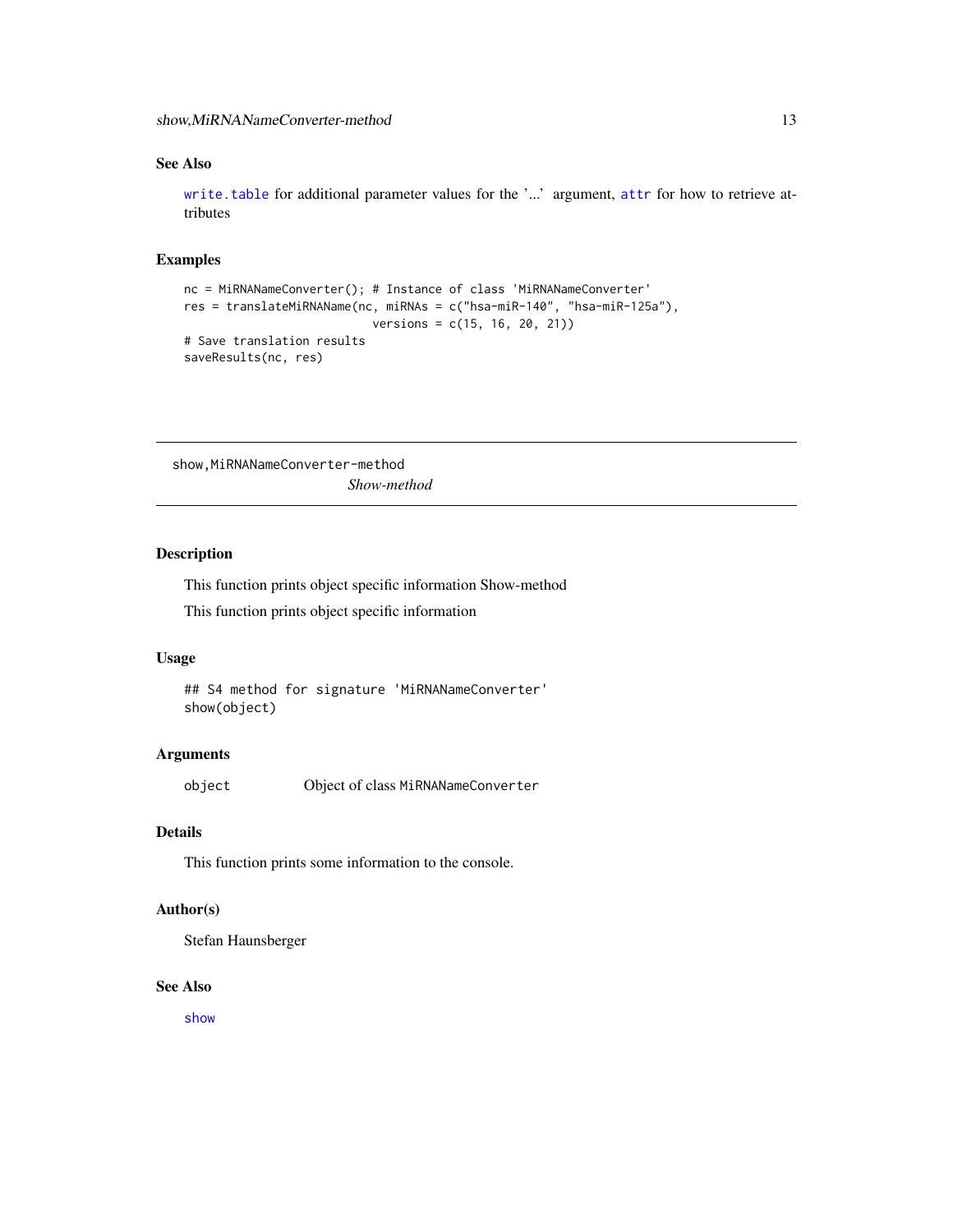### See Also

`write.table` for additional parameter values for the '...' argument, `attr` for how to retrieve attributes

### Examples

```
nc = MiRNANameConverter(); # Instance of class 'MiRNANameConverter'
res = translateMiRNAName(nc, miRNAs = c("hsa-miR-140", "hsa-miR-125a"),
                         versions = c(15, 16, 20, 21))
# Save translation results
saveResults(nc, res)
```

---

## show,MiRNANameConverter-method

*Show-method*

---

### Description

This function prints object specific information Show-method

This function prints object specific information

### Usage

```
## S4 method for signature 'MiRNANameConverter'
show(object)
```

### Arguments

| | |
|---|---|
| `object` | Object of class `MiRNANameConverter` |

### Details

This function prints some information to the console.

### Author(s)

Stefan Haunsberger

### See Also

`show`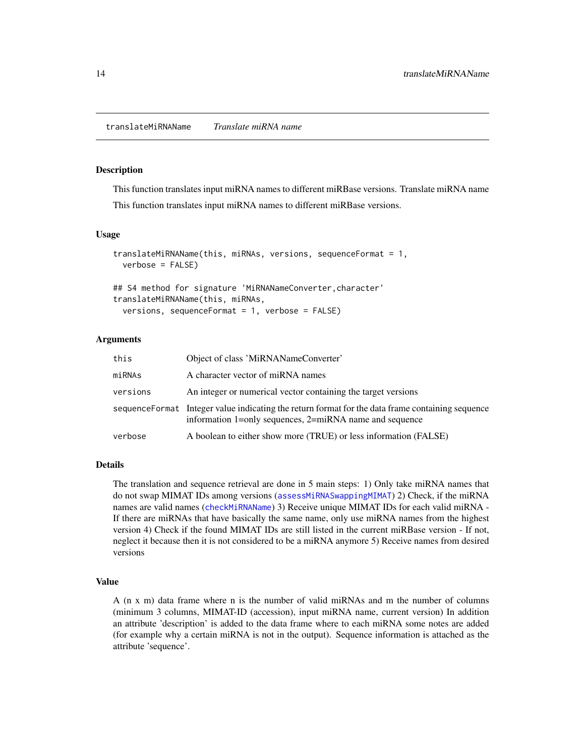## translateMiRNAName — *Translate miRNA name*

### Description

This function translates input miRNA names to different miRBase versions. Translate miRNA name

This function translates input miRNA names to different miRBase versions.

### Usage

```
translateMiRNAName(this, miRNAs, versions, sequenceFormat = 1,
  verbose = FALSE)

## S4 method for signature 'MiRNANameConverter,character'
translateMiRNAName(this, miRNAs,
  versions, sequenceFormat = 1, verbose = FALSE)
```

### Arguments

| | |
|---|---|
| this | Object of class 'MiRNANameConverter' |
| miRNAs | A character vector of miRNA names |
| versions | An integer or numerical vector containing the target versions |
| sequenceFormat | Integer value indicating the return format for the data frame containing sequence information 1=only sequences, 2=miRNA name and sequence |
| verbose | A boolean to either show more (TRUE) or less information (FALSE) |

### Details

The translation and sequence retrieval are done in 5 main steps: 1) Only take miRNA names that do not swap MIMAT IDs among versions (assessMiRNASwappingMIMAT) 2) Check, if the miRNA names are valid names (checkMiRNAName) 3) Receive unique MIMAT IDs for each valid miRNA - If there are miRNAs that have basically the same name, only use miRNA names from the highest version 4) Check if the found MIMAT IDs are still listed in the current miRBase version - If not, neglect it because then it is not considered to be a miRNA anymore 5) Receive names from desired versions

### Value

A (n x m) data frame where n is the number of valid miRNAs and m the number of columns (minimum 3 columns, MIMAT-ID (accession), input miRNA name, current version) In addition an attribute 'description' is added to the data frame where to each miRNA some notes are added (for example why a certain miRNA is not in the output). Sequence information is attached as the attribute 'sequence'.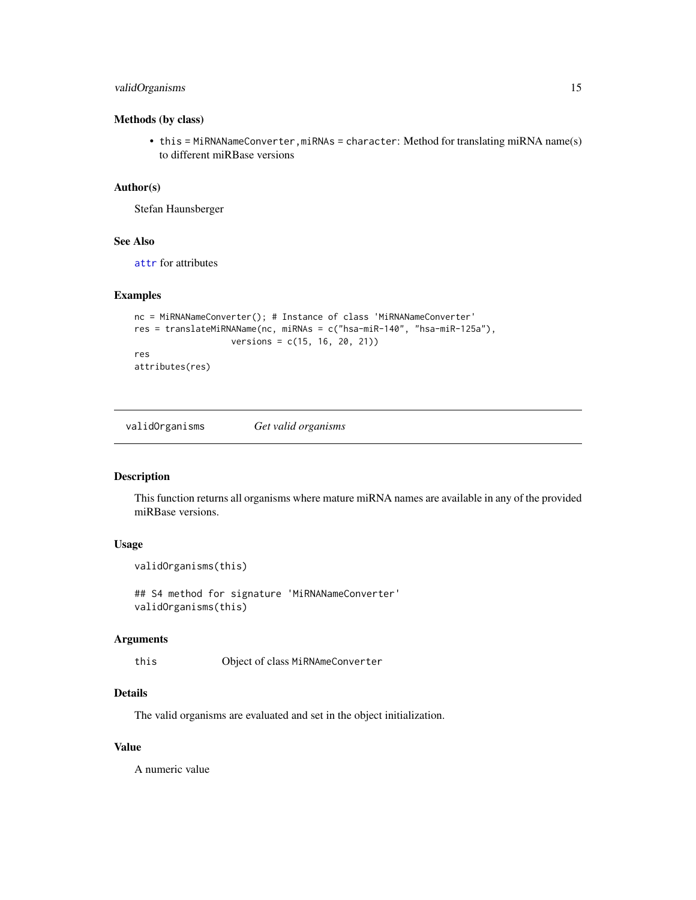### Methods (by class)

- `this = MiRNANameConverter,miRNAs = character`: Method for translating miRNA name(s) to different miRBase versions

### Author(s)

Stefan Haunsberger

### See Also

`attr` for attributes

### Examples

```
nc = MiRNANameConverter(); # Instance of class 'MiRNANameConverter'
res = translateMiRNAName(nc, miRNAs = c("hsa-miR-140", "hsa-miR-125a"),
                  versions = c(15, 16, 20, 21))
res
attributes(res)
```

---

## `validOrganisms` *Get valid organisms*

---

### Description

This function returns all organisms where mature miRNA names are available in any of the provided miRBase versions.

### Usage

```
validOrganisms(this)

## S4 method for signature 'MiRNANameConverter'
validOrganisms(this)
```

### Arguments

| | |
|---|---|
| `this` | Object of class `MiRNAmeConverter` |

### Details

The valid organisms are evaluated and set in the object initialization.

### Value

A numeric value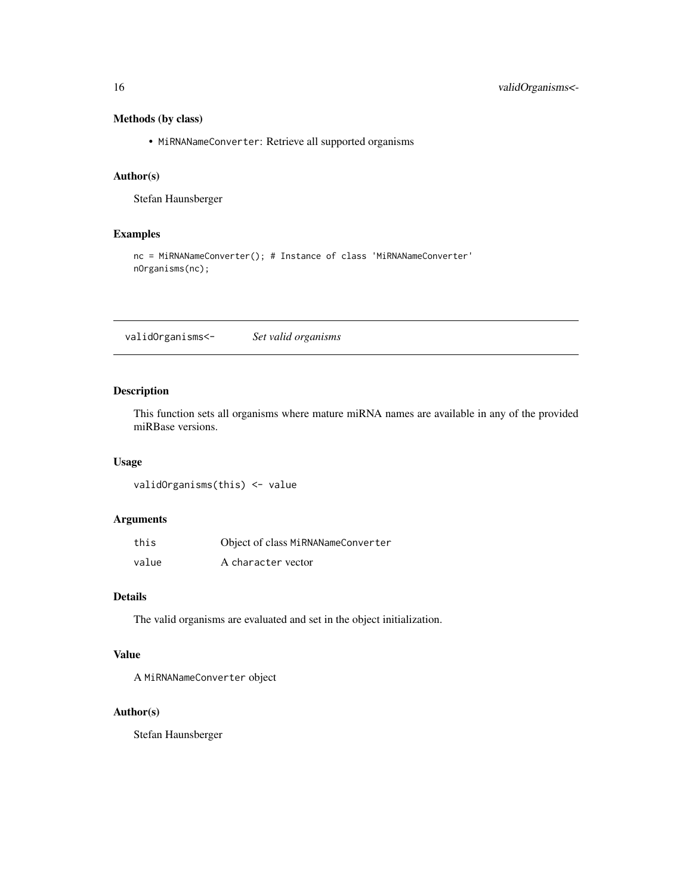### Methods (by class)

- `MiRNANameConverter`: Retrieve all supported organisms

### Author(s)

Stefan Haunsberger

### Examples

```
nc = MiRNANameConverter(); # Instance of class 'MiRNANameConverter'
nOrganisms(nc);
```

---

## `validOrganisms<-` *Set valid organisms*

---

### Description

This function sets all organisms where mature miRNA names are available in any of the provided miRBase versions.

### Usage

```
validOrganisms(this) <- value
```

### Arguments

| | |
|---|---|
| `this` | Object of class `MiRNANameConverter` |
| `value` | A `character` vector |

### Details

The valid organisms are evaluated and set in the object initialization.

### Value

A `MiRNANameConverter` object

### Author(s)

Stefan Haunsberger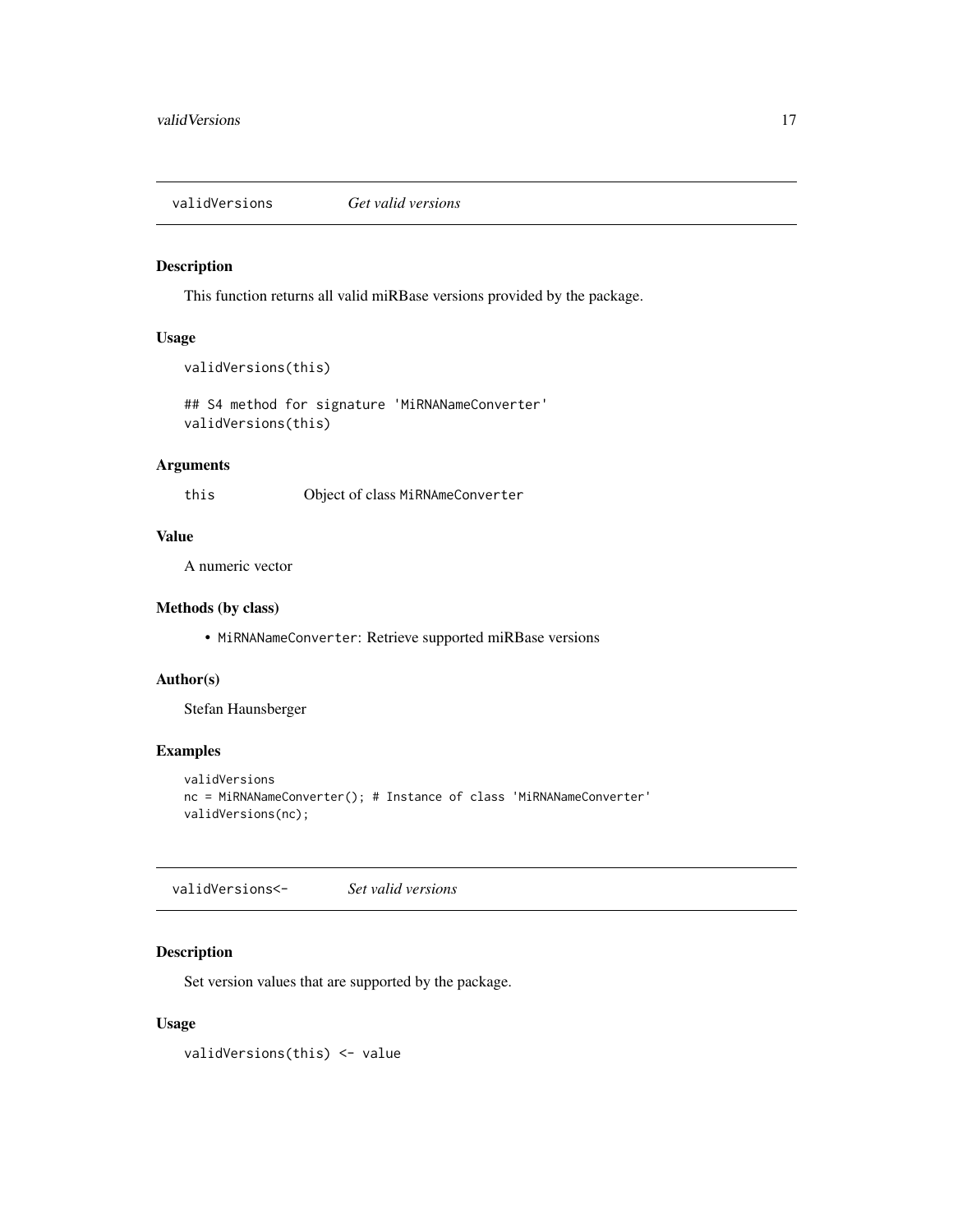## validVersions *Get valid versions*

### Description

This function returns all valid miRBase versions provided by the package.

### Usage

```
validVersions(this)

## S4 method for signature 'MiRNANameConverter'
validVersions(this)
```

### Arguments

| | |
|---|---|
| this | Object of class `MiRNAmeConverter` |

### Value

A numeric vector

### Methods (by class)

- `MiRNANameConverter`: Retrieve supported miRBase versions

### Author(s)

Stefan Haunsberger

### Examples

```
validVersions
nc = MiRNANameConverter(); # Instance of class 'MiRNANameConverter'
validVersions(nc);
```

## validVersions<- *Set valid versions*

### Description

Set version values that are supported by the package.

### Usage

```
validVersions(this) <- value
```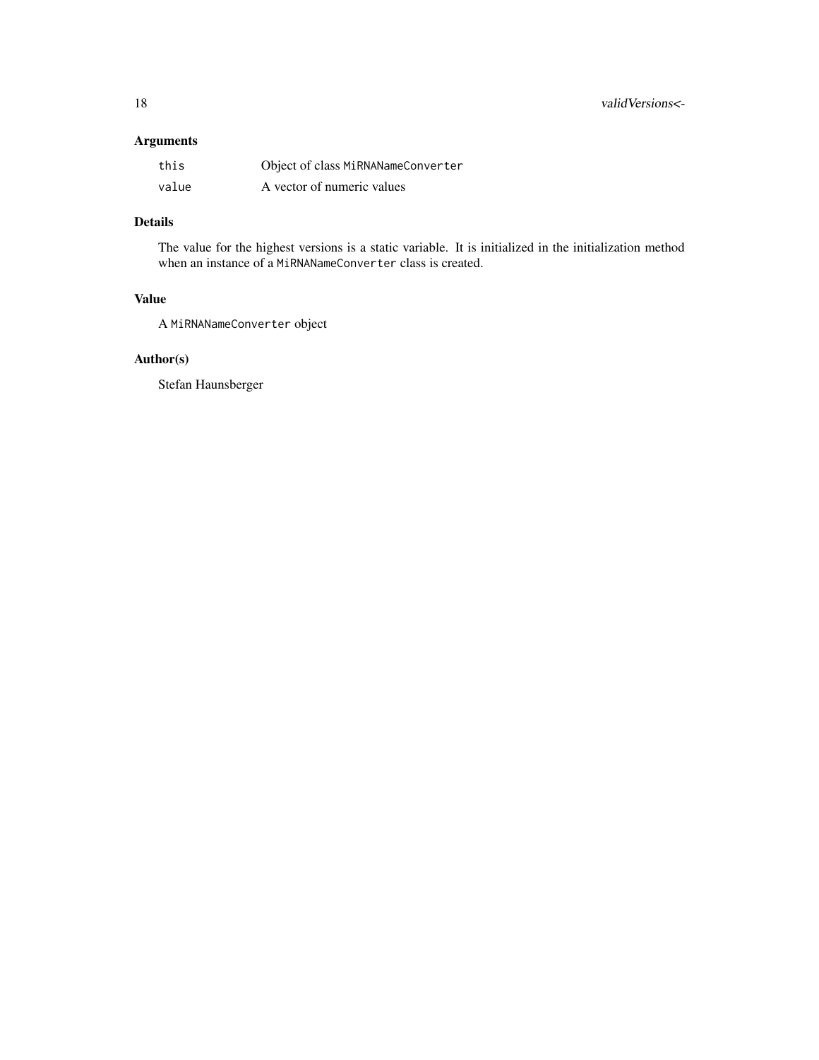## Arguments

| | |
|---|---|
| `this` | Object of class `MiRNANameConverter` |
| `value` | A vector of numeric values |

## Details

The value for the highest versions is a static variable. It is initialized in the initialization method when an instance of a `MiRNANameConverter` class is created.

## Value

A `MiRNANameConverter` object

## Author(s)

Stefan Haunsberger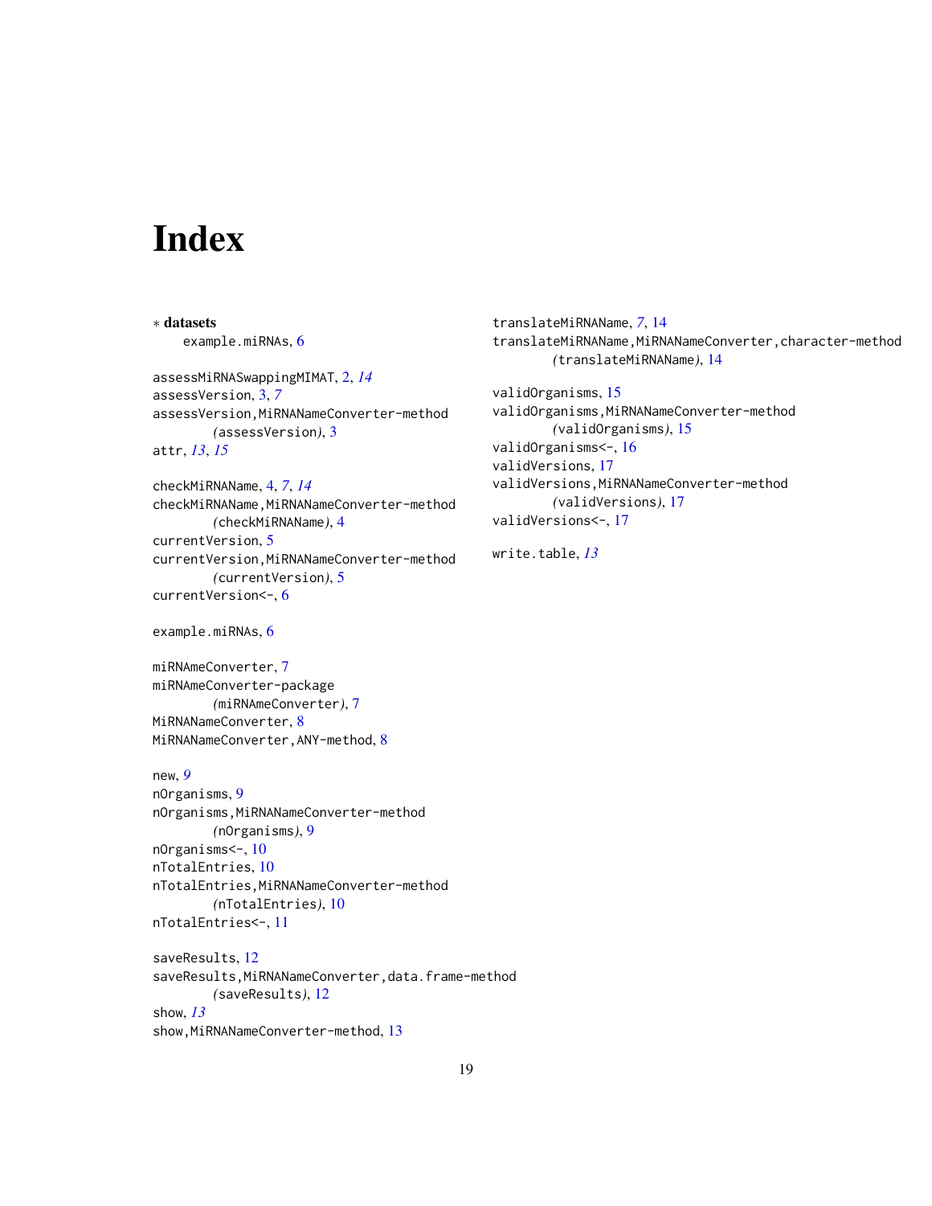# Index

∗ **datasets**
  example.miRNAs, 6

assessMiRNASwappingMIMAT, 2, *14*
assessVersion, 3, *7*
assessVersion,MiRNANameConverter-method
    *(*assessVersion*)*, 3
attr, *13*, *15*

checkMiRNAName, 4, *7*, *14*
checkMiRNAName,MiRNANameConverter-method
    *(*checkMiRNAName*)*, 4
currentVersion, 5
currentVersion,MiRNANameConverter-method
    *(*currentVersion*)*, 5
currentVersion<-, 6

example.miRNAs, 6

miRNAmeConverter, 7
miRNAmeConverter-package
    *(*miRNAmeConverter*)*, 7
MiRNANameConverter, 8
MiRNANameConverter,ANY-method, 8

new, *9*
nOrganisms, 9
nOrganisms,MiRNANameConverter-method
    *(*nOrganisms*)*, 9
nOrganisms<-, 10
nTotalEntries, 10
nTotalEntries,MiRNANameConverter-method
    *(*nTotalEntries*)*, 10
nTotalEntries<-, 11

saveResults, 12
saveResults,MiRNANameConverter,data.frame-method
    *(*saveResults*)*, 12
show, *13*
show,MiRNANameConverter-method, 13

translateMiRNAName, *7*, 14
translateMiRNAName,MiRNANameConverter,character-method
    *(*translateMiRNAName*)*, 14

validOrganisms, 15
validOrganisms,MiRNANameConverter-method
    *(*validOrganisms*)*, 15
validOrganisms<-, 16
validVersions, 17
validVersions,MiRNANameConverter-method
    *(*validVersions*)*, 17
validVersions<-, 17

write.table, *13*